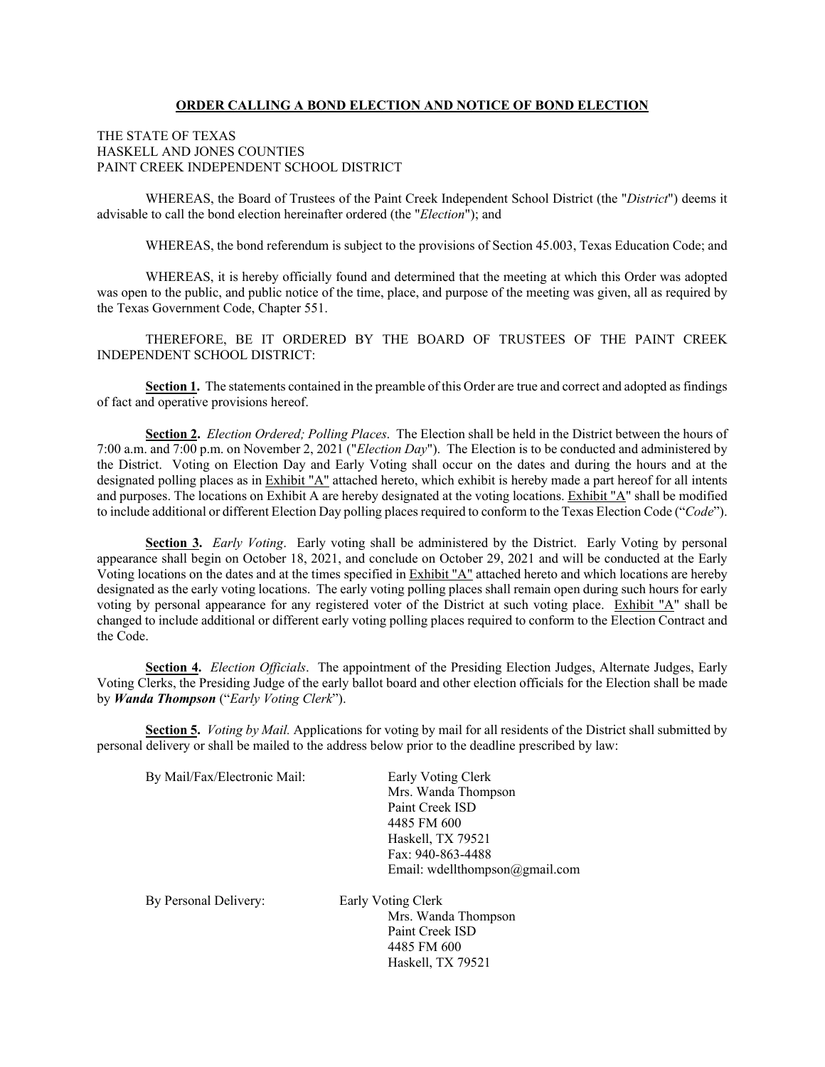# **ORDER CALLING A BOND ELECTION AND NOTICE OF BOND ELECTION**

THE STATE OF TEXAS
HASKELL AND JONES COUNTIES
PAINT CREEK INDEPENDENT SCHOOL DISTRICT

WHEREAS, the Board of Trustees of the Paint Creek Independent School District (the "*District*") deems it advisable to call the bond election hereinafter ordered (the "*Election*"); and

WHEREAS, the bond referendum is subject to the provisions of Section 45.003, Texas Education Code; and

WHEREAS, it is hereby officially found and determined that the meeting at which this Order was adopted was open to the public, and public notice of the time, place, and purpose of the meeting was given, all as required by the Texas Government Code, Chapter 551.

THEREFORE, BE IT ORDERED BY THE BOARD OF TRUSTEES OF THE PAINT CREEK INDEPENDENT SCHOOL DISTRICT:

**Section 1.** The statements contained in the preamble of this Order are true and correct and adopted as findings of fact and operative provisions hereof.

**Section 2.** *Election Ordered; Polling Places*. The Election shall be held in the District between the hours of 7:00 a.m. and 7:00 p.m. on November 2, 2021 ("*Election Day*"). The Election is to be conducted and administered by the District. Voting on Election Day and Early Voting shall occur on the dates and during the hours and at the designated polling places as in Exhibit "A" attached hereto, which exhibit is hereby made a part hereof for all intents and purposes. The locations on Exhibit A are hereby designated at the voting locations. Exhibit "A" shall be modified to include additional or different Election Day polling places required to conform to the Texas Election Code ("*Code*").

**Section 3.** *Early Voting*. Early voting shall be administered by the District. Early Voting by personal appearance shall begin on October 18, 2021, and conclude on October 29, 2021 and will be conducted at the Early Voting locations on the dates and at the times specified in Exhibit "A" attached hereto and which locations are hereby designated as the early voting locations. The early voting polling places shall remain open during such hours for early voting by personal appearance for any registered voter of the District at such voting place. Exhibit "A" shall be changed to include additional or different early voting polling places required to conform to the Election Contract and the Code.

**Section 4.** *Election Officials*. The appointment of the Presiding Election Judges, Alternate Judges, Early Voting Clerks, the Presiding Judge of the early ballot board and other election officials for the Election shall be made by ***Wanda Thompson*** ("*Early Voting Clerk*").

**Section 5.** *Voting by Mail.* Applications for voting by mail for all residents of the District shall submitted by personal delivery or shall be mailed to the address below prior to the deadline prescribed by law:

By Mail/Fax/Electronic Mail:

Early Voting Clerk
Mrs. Wanda Thompson
Paint Creek ISD
4485 FM 600
Haskell, TX 79521
Fax: 940-863-4488
Email: wdellthompson@gmail.com

By Personal Delivery:

Early Voting Clerk
Mrs. Wanda Thompson
Paint Creek ISD
4485 FM 600
Haskell, TX 79521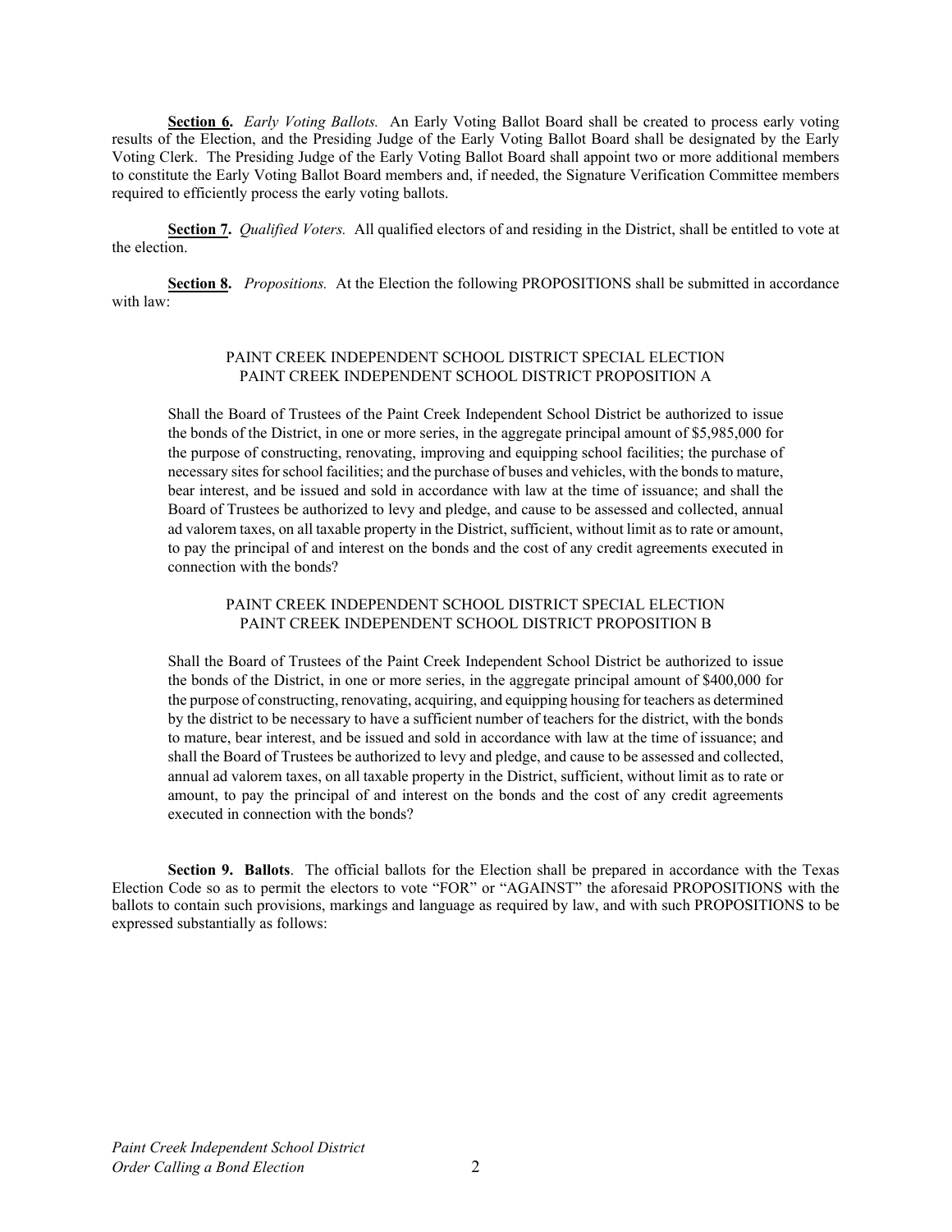**<u>Section 6</u>.** *Early Voting Ballots.* An Early Voting Ballot Board shall be created to process early voting results of the Election, and the Presiding Judge of the Early Voting Ballot Board shall be designated by the Early Voting Clerk. The Presiding Judge of the Early Voting Ballot Board shall appoint two or more additional members to constitute the Early Voting Ballot Board members and, if needed, the Signature Verification Committee members required to efficiently process the early voting ballots.

**<u>Section 7</u>.** *Qualified Voters.* All qualified electors of and residing in the District, shall be entitled to vote at the election.

**<u>Section 8</u>.** *Propositions.* At the Election the following PROPOSITIONS shall be submitted in accordance with law:

PAINT CREEK INDEPENDENT SCHOOL DISTRICT SPECIAL ELECTION
PAINT CREEK INDEPENDENT SCHOOL DISTRICT PROPOSITION A

Shall the Board of Trustees of the Paint Creek Independent School District be authorized to issue the bonds of the District, in one or more series, in the aggregate principal amount of $5,985,000 for the purpose of constructing, renovating, improving and equipping school facilities; the purchase of necessary sites for school facilities; and the purchase of buses and vehicles, with the bonds to mature, bear interest, and be issued and sold in accordance with law at the time of issuance; and shall the Board of Trustees be authorized to levy and pledge, and cause to be assessed and collected, annual ad valorem taxes, on all taxable property in the District, sufficient, without limit as to rate or amount, to pay the principal of and interest on the bonds and the cost of any credit agreements executed in connection with the bonds?

PAINT CREEK INDEPENDENT SCHOOL DISTRICT SPECIAL ELECTION
PAINT CREEK INDEPENDENT SCHOOL DISTRICT PROPOSITION B

Shall the Board of Trustees of the Paint Creek Independent School District be authorized to issue the bonds of the District, in one or more series, in the aggregate principal amount of $400,000 for the purpose of constructing, renovating, acquiring, and equipping housing for teachers as determined by the district to be necessary to have a sufficient number of teachers for the district, with the bonds to mature, bear interest, and be issued and sold in accordance with law at the time of issuance; and shall the Board of Trustees be authorized to levy and pledge, and cause to be assessed and collected, annual ad valorem taxes, on all taxable property in the District, sufficient, without limit as to rate or amount, to pay the principal of and interest on the bonds and the cost of any credit agreements executed in connection with the bonds?

**Section 9. Ballots**. The official ballots for the Election shall be prepared in accordance with the Texas Election Code so as to permit the electors to vote "FOR" or "AGAINST" the aforesaid PROPOSITIONS with the ballots to contain such provisions, markings and language as required by law, and with such PROPOSITIONS to be expressed substantially as follows: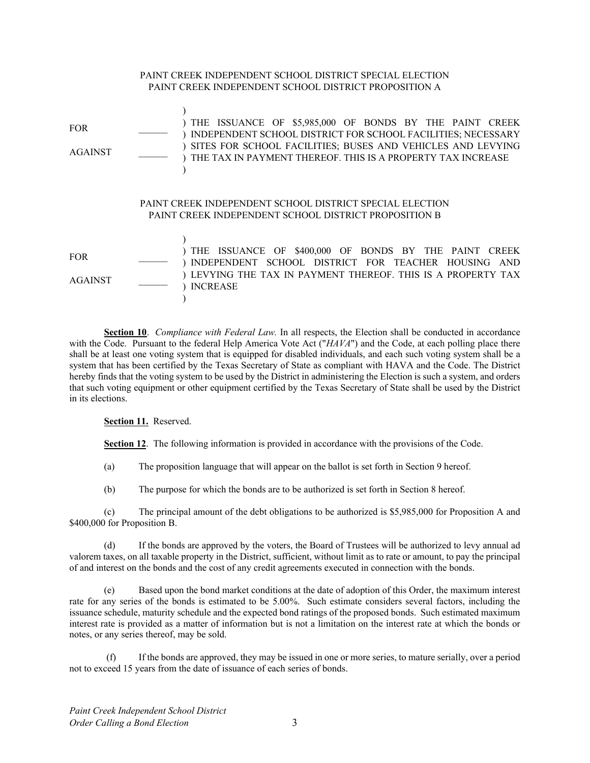PAINT CREEK INDEPENDENT SCHOOL DISTRICT SPECIAL ELECTION
PAINT CREEK INDEPENDENT SCHOOL DISTRICT PROPOSITION A

| | | |
|---|---|---|
| FOR | ______ | THE ISSUANCE OF $5,985,000 OF BONDS BY THE PAINT CREEK INDEPENDENT SCHOOL DISTRICT FOR SCHOOL FACILITIES; NECESSARY SITES FOR SCHOOL FACILITIES; BUSES AND VEHICLES AND LEVYING THE TAX IN PAYMENT THEREOF. THIS IS A PROPERTY TAX INCREASE |
| AGAINST | ______ | |

PAINT CREEK INDEPENDENT SCHOOL DISTRICT SPECIAL ELECTION
PAINT CREEK INDEPENDENT SCHOOL DISTRICT PROPOSITION B

| | | |
|---|---|---|
| FOR | ______ | THE ISSUANCE OF $400,000 OF BONDS BY THE PAINT CREEK INDEPENDENT SCHOOL DISTRICT FOR TEACHER HOUSING AND LEVYING THE TAX IN PAYMENT THEREOF. THIS IS A PROPERTY TAX INCREASE |
| AGAINST | ______ | |

**Section 10**. *Compliance with Federal Law.* In all respects, the Election shall be conducted in accordance with the Code. Pursuant to the federal Help America Vote Act ("*HAVA*") and the Code, at each polling place there shall be at least one voting system that is equipped for disabled individuals, and each such voting system shall be a system that has been certified by the Texas Secretary of State as compliant with HAVA and the Code. The District hereby finds that the voting system to be used by the District in administering the Election is such a system, and orders that such voting equipment or other equipment certified by the Texas Secretary of State shall be used by the District in its elections.

**Section 11.** Reserved.

**Section 12**. The following information is provided in accordance with the provisions of the Code.

(a) The proposition language that will appear on the ballot is set forth in Section 9 hereof.

(b) The purpose for which the bonds are to be authorized is set forth in Section 8 hereof.

(c) The principal amount of the debt obligations to be authorized is $5,985,000 for Proposition A and $400,000 for Proposition B.

(d) If the bonds are approved by the voters, the Board of Trustees will be authorized to levy annual ad valorem taxes, on all taxable property in the District, sufficient, without limit as to rate or amount, to pay the principal of and interest on the bonds and the cost of any credit agreements executed in connection with the bonds.

(e) Based upon the bond market conditions at the date of adoption of this Order, the maximum interest rate for any series of the bonds is estimated to be 5.00%. Such estimate considers several factors, including the issuance schedule, maturity schedule and the expected bond ratings of the proposed bonds. Such estimated maximum interest rate is provided as a matter of information but is not a limitation on the interest rate at which the bonds or notes, or any series thereof, may be sold.

(f) If the bonds are approved, they may be issued in one or more series, to mature serially, over a period not to exceed 15 years from the date of issuance of each series of bonds.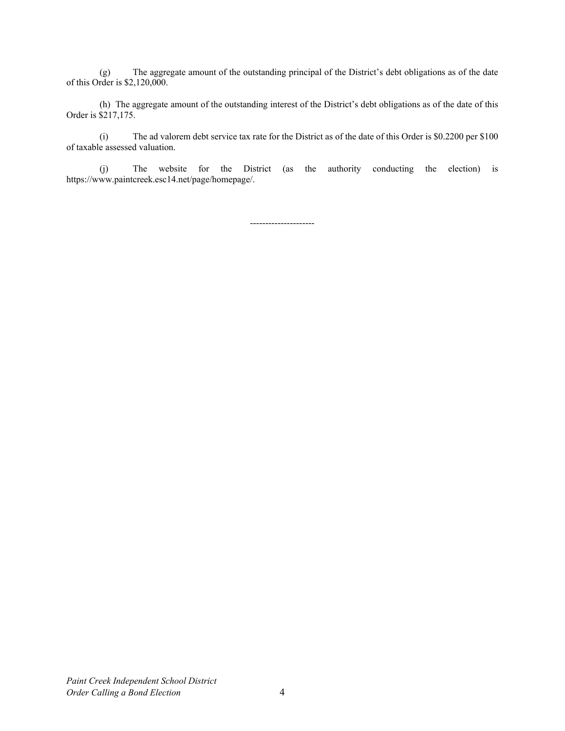(g) The aggregate amount of the outstanding principal of the District's debt obligations as of the date of this Order is $2,120,000.

(h) The aggregate amount of the outstanding interest of the District's debt obligations as of the date of this Order is $217,175.

(i) The ad valorem debt service tax rate for the District as of the date of this Order is $0.2200 per $100 of taxable assessed valuation.

(j) The website for the District (as the authority conducting the election) is https://www.paintcreek.esc14.net/page/homepage/.

---------------------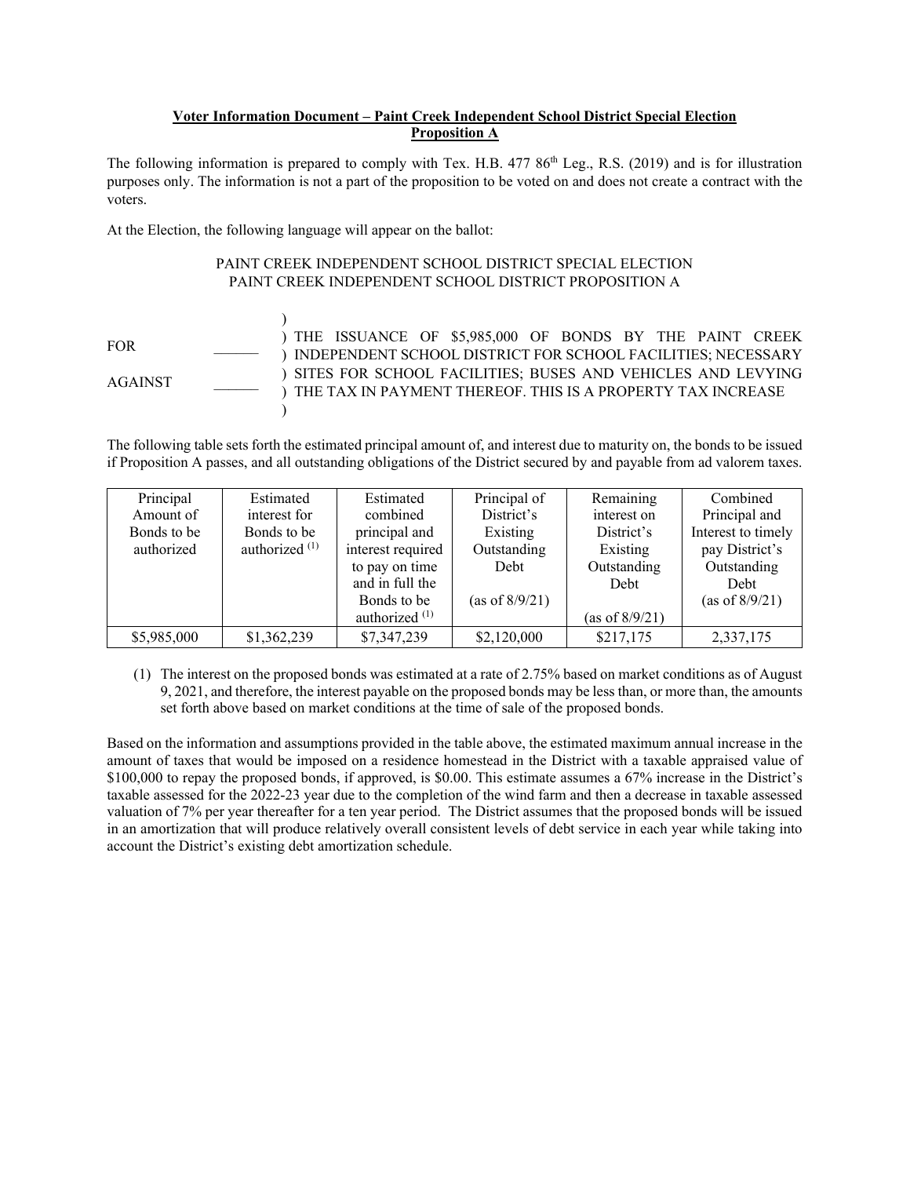**Voter Information Document – Paint Creek Independent School District Special Election**
**Proposition A**

The following information is prepared to comply with Tex. H.B. 477 86th Leg., R.S. (2019) and is for illustration purposes only. The information is not a part of the proposition to be voted on and does not create a contract with the voters.

At the Election, the following language will appear on the ballot:

PAINT CREEK INDEPENDENT SCHOOL DISTRICT SPECIAL ELECTION
PAINT CREEK INDEPENDENT SCHOOL DISTRICT PROPOSITION A

FOR ______
AGAINST ______

THE ISSUANCE OF $5,985,000 OF BONDS BY THE PAINT CREEK INDEPENDENT SCHOOL DISTRICT FOR SCHOOL FACILITIES; NECESSARY SITES FOR SCHOOL FACILITIES; BUSES AND VEHICLES AND LEVYING THE TAX IN PAYMENT THEREOF. THIS IS A PROPERTY TAX INCREASE

The following table sets forth the estimated principal amount of, and interest due to maturity on, the bonds to be issued if Proposition A passes, and all outstanding obligations of the District secured by and payable from ad valorem taxes.

| Principal Amount of Bonds to be authorized | Estimated interest for Bonds to be authorized (1) | Estimated combined principal and interest required to pay on time and in full the Bonds to be authorized (1) | Principal of District's Existing Outstanding Debt (as of 8/9/21) | Remaining interest on District's Existing Outstanding Debt (as of 8/9/21) | Combined Principal and Interest to timely pay District's Outstanding Debt (as of 8/9/21) |
|---|---|---|---|---|---|
| $5,985,000 | $1,362,239 | $7,347,239 | $2,120,000 | $217,175 | 2,337,175 |

(1) The interest on the proposed bonds was estimated at a rate of 2.75% based on market conditions as of August 9, 2021, and therefore, the interest payable on the proposed bonds may be less than, or more than, the amounts set forth above based on market conditions at the time of sale of the proposed bonds.

Based on the information and assumptions provided in the table above, the estimated maximum annual increase in the amount of taxes that would be imposed on a residence homestead in the District with a taxable appraised value of $100,000 to repay the proposed bonds, if approved, is $0.00. This estimate assumes a 67% increase in the District's taxable assessed for the 2022-23 year due to the completion of the wind farm and then a decrease in taxable assessed valuation of 7% per year thereafter for a ten year period. The District assumes that the proposed bonds will be issued in an amortization that will produce relatively overall consistent levels of debt service in each year while taking into account the District's existing debt amortization schedule.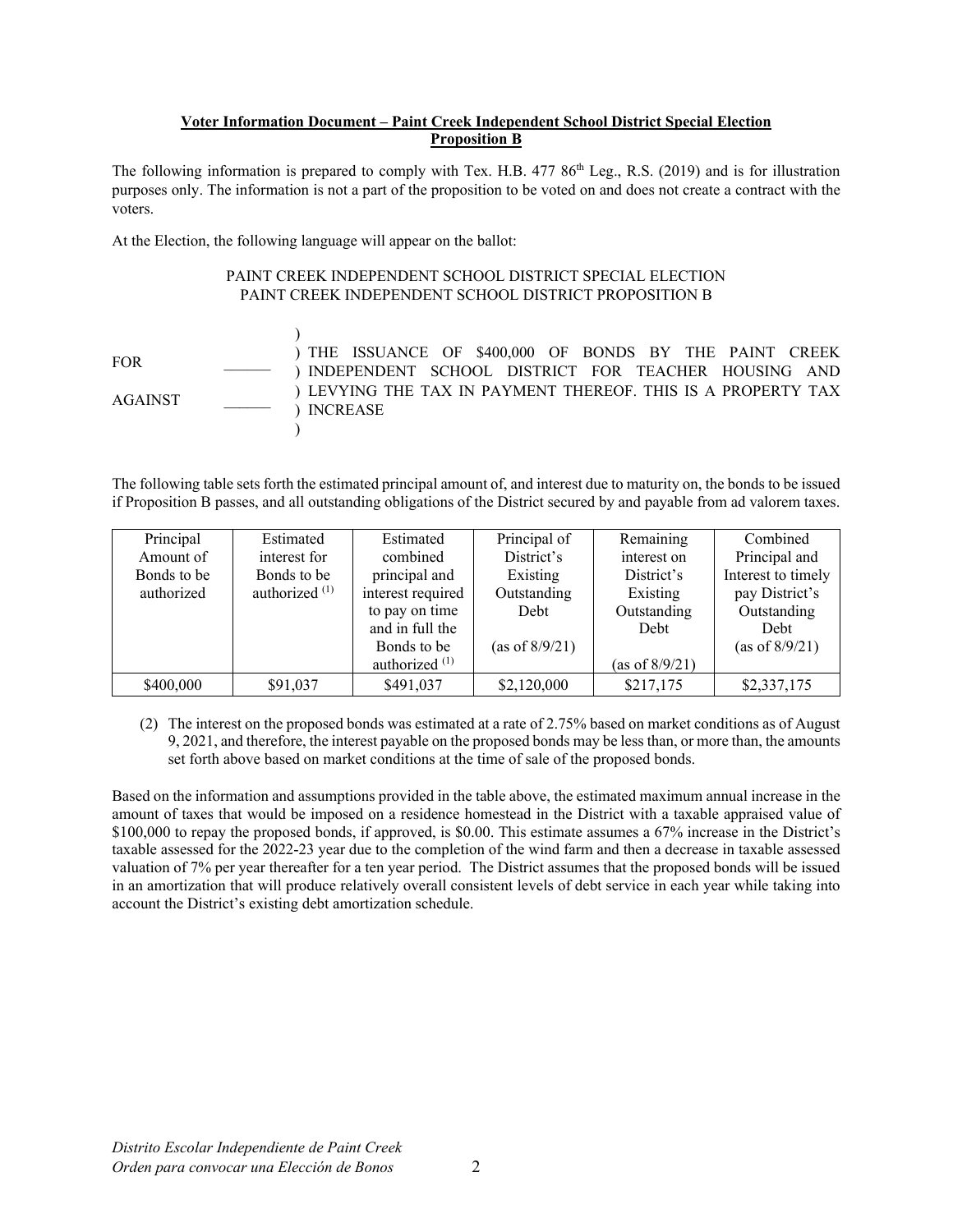**Voter Information Document – Paint Creek Independent School District Special Election Proposition B**

The following information is prepared to comply with Tex. H.B. 477 86th Leg., R.S. (2019) and is for illustration purposes only. The information is not a part of the proposition to be voted on and does not create a contract with the voters.

At the Election, the following language will appear on the ballot:

PAINT CREEK INDEPENDENT SCHOOL DISTRICT SPECIAL ELECTION
PAINT CREEK INDEPENDENT SCHOOL DISTRICT PROPOSITION B

| | | |
|---|---|---|
| FOR | ______ | ) THE ISSUANCE OF $400,000 OF BONDS BY THE PAINT CREEK INDEPENDENT SCHOOL DISTRICT FOR TEACHER HOUSING AND LEVYING THE TAX IN PAYMENT THEREOF. THIS IS A PROPERTY TAX INCREASE |
| AGAINST | ______ | |

The following table sets forth the estimated principal amount of, and interest due to maturity on, the bonds to be issued if Proposition B passes, and all outstanding obligations of the District secured by and payable from ad valorem taxes.

| Principal Amount of Bonds to be authorized | Estimated interest for Bonds to be authorized (1) | Estimated combined principal and interest required to pay on time and in full the Bonds to be authorized (1) | Principal of District's Existing Outstanding Debt (as of 8/9/21) | Remaining interest on District's Existing Outstanding Debt (as of 8/9/21) | Combined Principal and Interest to timely pay District's Outstanding Debt (as of 8/9/21) |
|---|---|---|---|---|---|
| $400,000 | $91,037 | $491,037 | $2,120,000 | $217,175 | $2,337,175 |

(2) The interest on the proposed bonds was estimated at a rate of 2.75% based on market conditions as of August 9, 2021, and therefore, the interest payable on the proposed bonds may be less than, or more than, the amounts set forth above based on market conditions at the time of sale of the proposed bonds.

Based on the information and assumptions provided in the table above, the estimated maximum annual increase in the amount of taxes that would be imposed on a residence homestead in the District with a taxable appraised value of $100,000 to repay the proposed bonds, if approved, is $0.00. This estimate assumes a 67% increase in the District's taxable assessed for the 2022-23 year due to the completion of the wind farm and then a decrease in taxable assessed valuation of 7% per year thereafter for a ten year period. The District assumes that the proposed bonds will be issued in an amortization that will produce relatively overall consistent levels of debt service in each year while taking into account the District's existing debt amortization schedule.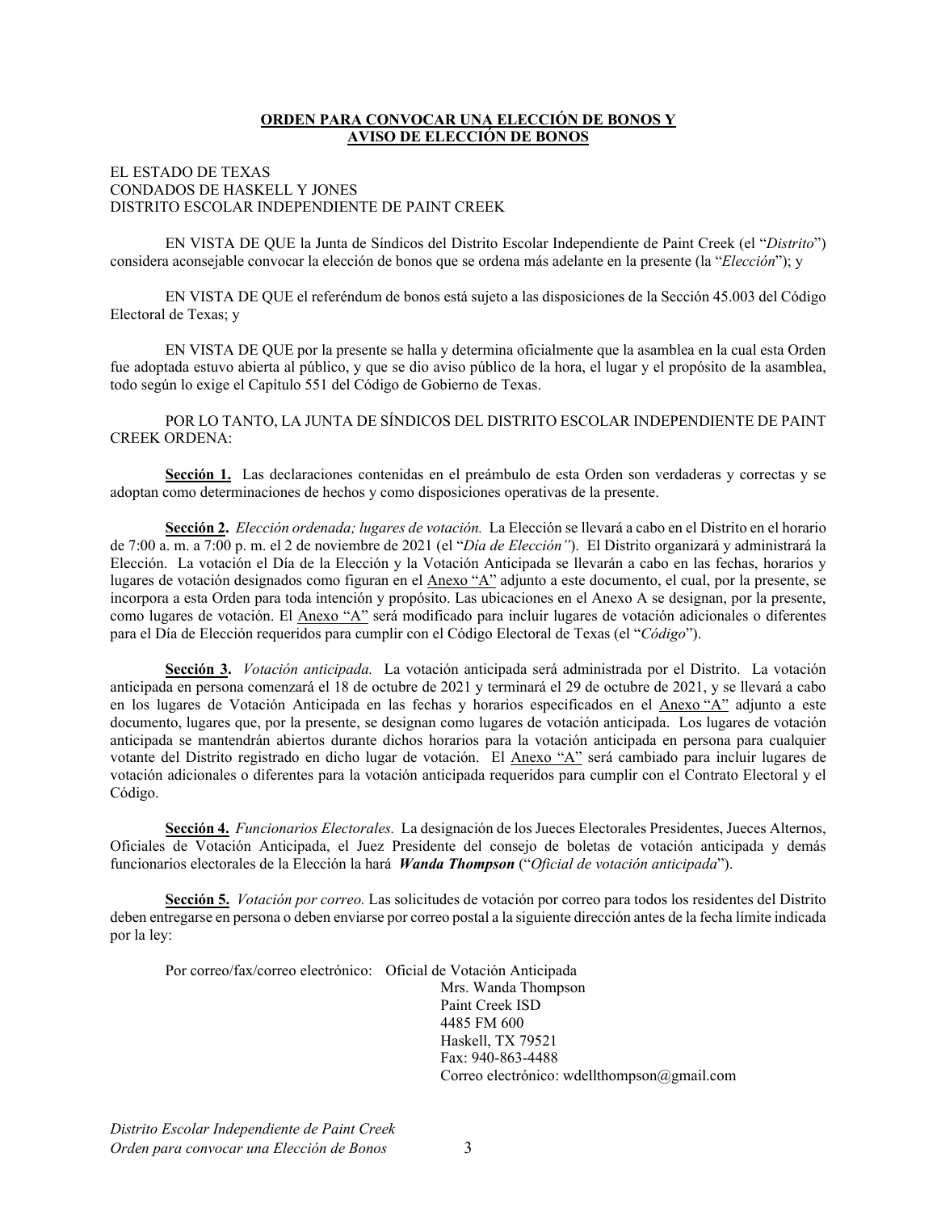**ORDEN PARA CONVOCAR UNA ELECCIÓN DE BONOS Y AVISO DE ELECCIÓN DE BONOS**

EL ESTADO DE TEXAS
CONDADOS DE HASKELL Y JONES
DISTRITO ESCOLAR INDEPENDIENTE DE PAINT CREEK

EN VISTA DE QUE la Junta de Síndicos del Distrito Escolar Independiente de Paint Creek (el "*Distrito*") considera aconsejable convocar la elección de bonos que se ordena más adelante en la presente (la "*Elección*"); y

EN VISTA DE QUE el referéndum de bonos está sujeto a las disposiciones de la Sección 45.003 del Código Electoral de Texas; y

EN VISTA DE QUE por la presente se halla y determina oficialmente que la asamblea en la cual esta Orden fue adoptada estuvo abierta al público, y que se dio aviso público de la hora, el lugar y el propósito de la asamblea, todo según lo exige el Capítulo 551 del Código de Gobierno de Texas.

POR LO TANTO, LA JUNTA DE SÍNDICOS DEL DISTRITO ESCOLAR INDEPENDIENTE DE PAINT CREEK ORDENA:

**Sección 1.** Las declaraciones contenidas en el preámbulo de esta Orden son verdaderas y correctas y se adoptan como determinaciones de hechos y como disposiciones operativas de la presente.

**Sección 2.** *Elección ordenada; lugares de votación.* La Elección se llevará a cabo en el Distrito en el horario de 7:00 a. m. a 7:00 p. m. el 2 de noviembre de 2021 (el "*Día de Elección"*). El Distrito organizará y administrará la Elección. La votación el Día de la Elección y la Votación Anticipada se llevarán a cabo en las fechas, horarios y lugares de votación designados como figuran en el Anexo "A" adjunto a este documento, el cual, por la presente, se incorpora a esta Orden para toda intención y propósito. Las ubicaciones en el Anexo A se designan, por la presente, como lugares de votación. El Anexo "A" será modificado para incluir lugares de votación adicionales o diferentes para el Día de Elección requeridos para cumplir con el Código Electoral de Texas (el "*Código*").

**Sección 3.** *Votación anticipada.* La votación anticipada será administrada por el Distrito. La votación anticipada en persona comenzará el 18 de octubre de 2021 y terminará el 29 de octubre de 2021, y se llevará a cabo en los lugares de Votación Anticipada en las fechas y horarios especificados en el Anexo "A" adjunto a este documento, lugares que, por la presente, se designan como lugares de votación anticipada. Los lugares de votación anticipada se mantendrán abiertos durante dichos horarios para la votación anticipada en persona para cualquier votante del Distrito registrado en dicho lugar de votación. El Anexo "A" será cambiado para incluir lugares de votación adicionales o diferentes para la votación anticipada requeridos para cumplir con el Contrato Electoral y el Código.

**Sección 4.** *Funcionarios Electorales.* La designación de los Jueces Electorales Presidentes, Jueces Alternos, Oficiales de Votación Anticipada, el Juez Presidente del consejo de boletas de votación anticipada y demás funcionarios electorales de la Elección la hará ***Wanda Thompson*** ("*Oficial de votación anticipada*").

**Sección 5.** *Votación por correo.* Las solicitudes de votación por correo para todos los residentes del Distrito deben entregarse en persona o deben enviarse por correo postal a la siguiente dirección antes de la fecha límite indicada por la ley:

Por correo/fax/correo electrónico: Oficial de Votación Anticipada
Mrs. Wanda Thompson
Paint Creek ISD
4485 FM 600
Haskell, TX 79521
Fax: 940-863-4488
Correo electrónico: wdellthompson@gmail.com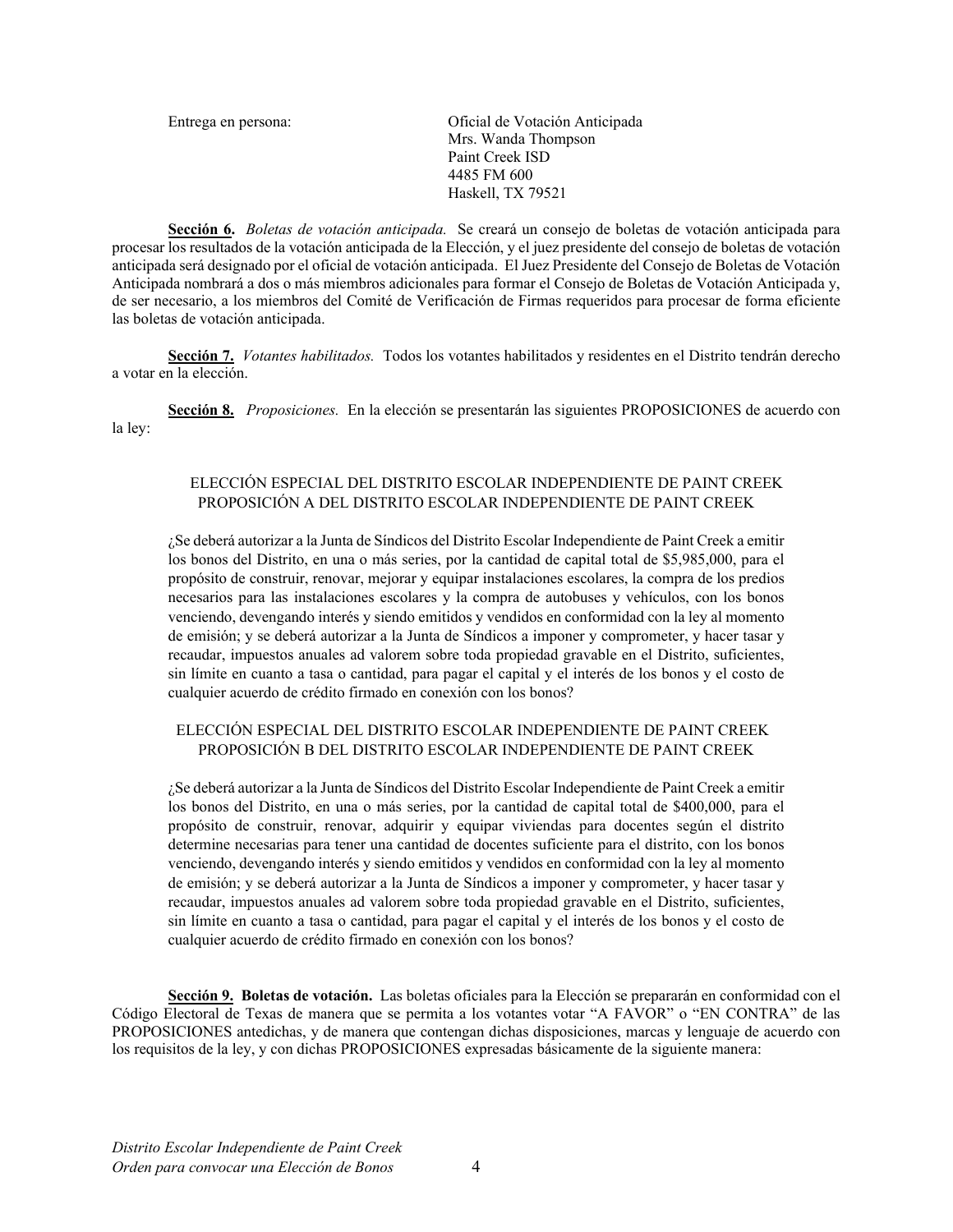Entrega en persona: Oficial de Votación Anticipada
Mrs. Wanda Thompson
Paint Creek ISD
4485 FM 600
Haskell, TX 79521

**Sección 6.** *Boletas de votación anticipada.* Se creará un consejo de boletas de votación anticipada para procesar los resultados de la votación anticipada de la Elección, y el juez presidente del consejo de boletas de votación anticipada será designado por el oficial de votación anticipada. El Juez Presidente del Consejo de Boletas de Votación Anticipada nombrará a dos o más miembros adicionales para formar el Consejo de Boletas de Votación Anticipada y, de ser necesario, a los miembros del Comité de Verificación de Firmas requeridos para procesar de forma eficiente las boletas de votación anticipada.

**Sección 7.** *Votantes habilitados.* Todos los votantes habilitados y residentes en el Distrito tendrán derecho a votar en la elección.

**Sección 8.** *Proposiciones.* En la elección se presentarán las siguientes PROPOSICIONES de acuerdo con la ley:

ELECCIÓN ESPECIAL DEL DISTRITO ESCOLAR INDEPENDIENTE DE PAINT CREEK
PROPOSICIÓN A DEL DISTRITO ESCOLAR INDEPENDIENTE DE PAINT CREEK

¿Se deberá autorizar a la Junta de Síndicos del Distrito Escolar Independiente de Paint Creek a emitir los bonos del Distrito, en una o más series, por la cantidad de capital total de $5,985,000, para el propósito de construir, renovar, mejorar y equipar instalaciones escolares, la compra de los predios necesarios para las instalaciones escolares y la compra de autobuses y vehículos, con los bonos venciendo, devengando interés y siendo emitidos y vendidos en conformidad con la ley al momento de emisión; y se deberá autorizar a la Junta de Síndicos a imponer y comprometer, y hacer tasar y recaudar, impuestos anuales ad valorem sobre toda propiedad gravable en el Distrito, suficientes, sin límite en cuanto a tasa o cantidad, para pagar el capital y el interés de los bonos y el costo de cualquier acuerdo de crédito firmado en conexión con los bonos?

ELECCIÓN ESPECIAL DEL DISTRITO ESCOLAR INDEPENDIENTE DE PAINT CREEK
PROPOSICIÓN B DEL DISTRITO ESCOLAR INDEPENDIENTE DE PAINT CREEK

¿Se deberá autorizar a la Junta de Síndicos del Distrito Escolar Independiente de Paint Creek a emitir los bonos del Distrito, en una o más series, por la cantidad de capital total de $400,000, para el propósito de construir, renovar, adquirir y equipar viviendas para docentes según el distrito determine necesarias para tener una cantidad de docentes suficiente para el distrito, con los bonos venciendo, devengando interés y siendo emitidos y vendidos en conformidad con la ley al momento de emisión; y se deberá autorizar a la Junta de Síndicos a imponer y comprometer, y hacer tasar y recaudar, impuestos anuales ad valorem sobre toda propiedad gravable en el Distrito, suficientes, sin límite en cuanto a tasa o cantidad, para pagar el capital y el interés de los bonos y el costo de cualquier acuerdo de crédito firmado en conexión con los bonos?

**Sección 9. Boletas de votación.** Las boletas oficiales para la Elección se prepararán en conformidad con el Código Electoral de Texas de manera que se permita a los votantes votar "A FAVOR" o "EN CONTRA" de las PROPOSICIONES antedichas, y de manera que contengan dichas disposiciones, marcas y lenguaje de acuerdo con los requisitos de la ley, y con dichas PROPOSICIONES expresadas básicamente de la siguiente manera: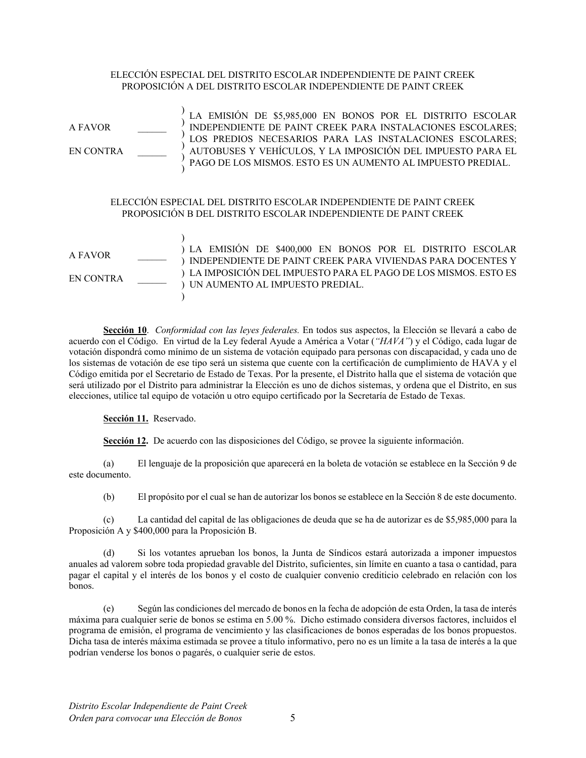ELECCIÓN ESPECIAL DEL DISTRITO ESCOLAR INDEPENDIENTE DE PAINT CREEK
PROPOSICIÓN A DEL DISTRITO ESCOLAR INDEPENDIENTE DE PAINT CREEK

| | | |
|---|---|---|
| A FAVOR | ______ | LA EMISIÓN DE $5,985,000 EN BONOS POR EL DISTRITO ESCOLAR INDEPENDIENTE DE PAINT CREEK PARA INSTALACIONES ESCOLARES; LOS PREDIOS NECESARIOS PARA LAS INSTALACIONES ESCOLARES; AUTOBUSES Y VEHÍCULOS, Y LA IMPOSICIÓN DEL IMPUESTO PARA EL PAGO DE LOS MISMOS. ESTO ES UN AUMENTO AL IMPUESTO PREDIAL. |
| EN CONTRA | ______ | |

ELECCIÓN ESPECIAL DEL DISTRITO ESCOLAR INDEPENDIENTE DE PAINT CREEK
PROPOSICIÓN B DEL DISTRITO ESCOLAR INDEPENDIENTE DE PAINT CREEK

| | | |
|---|---|---|
| A FAVOR | ______ | LA EMISIÓN DE $400,000 EN BONOS POR EL DISTRITO ESCOLAR INDEPENDIENTE DE PAINT CREEK PARA VIVIENDAS PARA DOCENTES Y LA IMPOSICIÓN DEL IMPUESTO PARA EL PAGO DE LOS MISMOS. ESTO ES UN AUMENTO AL IMPUESTO PREDIAL. |
| EN CONTRA | ______ | |

**Sección 10**. *Conformidad con las leyes federales.* En todos sus aspectos, la Elección se llevará a cabo de acuerdo con el Código. En virtud de la Ley federal Ayude a América a Votar (*"HAVA"*) y el Código, cada lugar de votación dispondrá como mínimo de un sistema de votación equipado para personas con discapacidad, y cada uno de los sistemas de votación de ese tipo será un sistema que cuente con la certificación de cumplimiento de HAVA y el Código emitida por el Secretario de Estado de Texas. Por la presente, el Distrito halla que el sistema de votación que será utilizado por el Distrito para administrar la Elección es uno de dichos sistemas, y ordena que el Distrito, en sus elecciones, utilice tal equipo de votación u otro equipo certificado por la Secretaría de Estado de Texas.

**Sección 11.** Reservado.

**Sección 12**. De acuerdo con las disposiciones del Código, se provee la siguiente información.

(a) El lenguaje de la proposición que aparecerá en la boleta de votación se establece en la Sección 9 de este documento.

(b) El propósito por el cual se han de autorizar los bonos se establece en la Sección 8 de este documento.

(c) La cantidad del capital de las obligaciones de deuda que se ha de autorizar es de $5,985,000 para la Proposición A y $400,000 para la Proposición B.

(d) Si los votantes aprueban los bonos, la Junta de Síndicos estará autorizada a imponer impuestos anuales ad valorem sobre toda propiedad gravable del Distrito, suficientes, sin límite en cuanto a tasa o cantidad, para pagar el capital y el interés de los bonos y el costo de cualquier convenio crediticio celebrado en relación con los bonos.

(e) Según las condiciones del mercado de bonos en la fecha de adopción de esta Orden, la tasa de interés máxima para cualquier serie de bonos se estima en 5.00 %. Dicho estimado considera diversos factores, incluidos el programa de emisión, el programa de vencimiento y las clasificaciones de bonos esperadas de los bonos propuestos. Dicha tasa de interés máxima estimada se provee a título informativo, pero no es un límite a la tasa de interés a la que podrían venderse los bonos o pagarés, o cualquier serie de estos.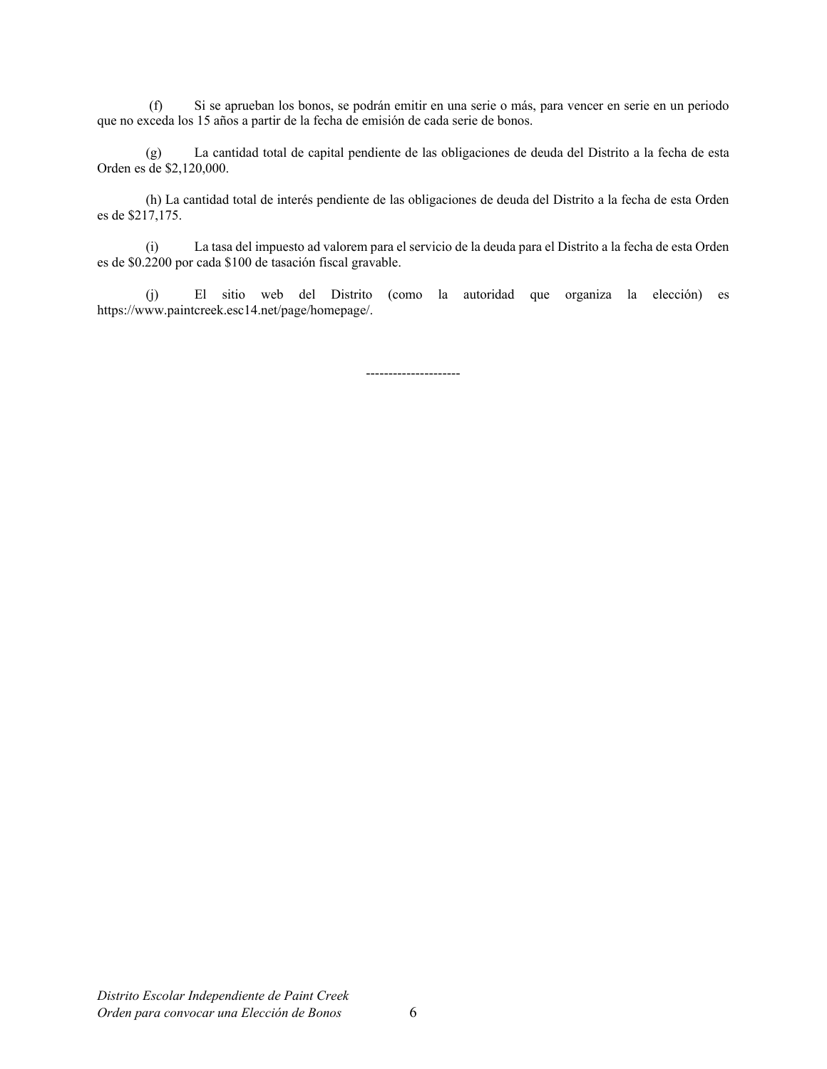(f) Si se aprueban los bonos, se podrán emitir en una serie o más, para vencer en serie en un periodo que no exceda los 15 años a partir de la fecha de emisión de cada serie de bonos.

(g) La cantidad total de capital pendiente de las obligaciones de deuda del Distrito a la fecha de esta Orden es de $2,120,000.

(h) La cantidad total de interés pendiente de las obligaciones de deuda del Distrito a la fecha de esta Orden es de $217,175.

(i) La tasa del impuesto ad valorem para el servicio de la deuda para el Distrito a la fecha de esta Orden es de $0.2200 por cada $100 de tasación fiscal gravable.

(j) El sitio web del Distrito (como la autoridad que organiza la elección) es https://www.paintcreek.esc14.net/page/homepage/.

---------------------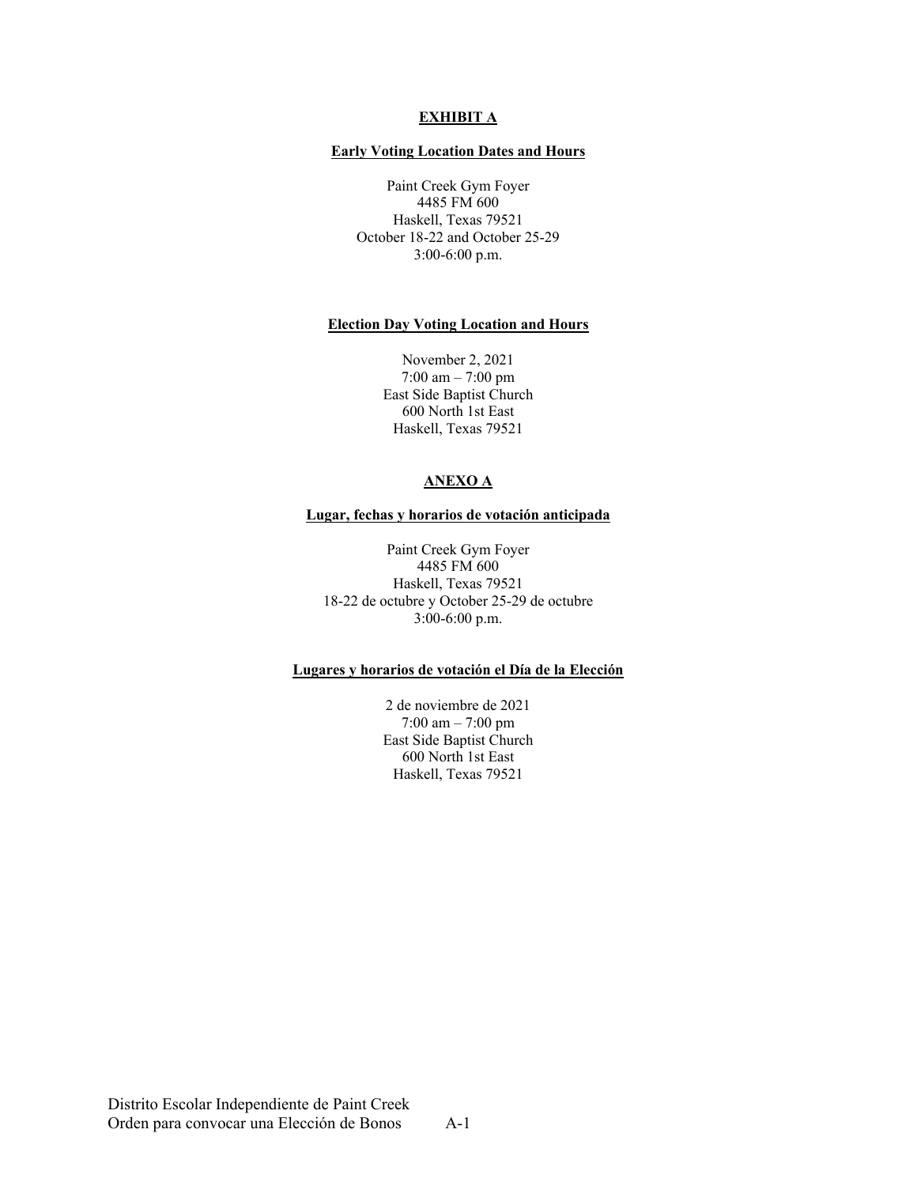**EXHIBIT A**

**Early Voting Location Dates and Hours**

Paint Creek Gym Foyer
4485 FM 600
Haskell, Texas 79521
October 18-22 and October 25-29
3:00-6:00 p.m.

**Election Day Voting Location and Hours**

November 2, 2021
7:00 am – 7:00 pm
East Side Baptist Church
600 North 1st East
Haskell, Texas 79521

**ANEXO A**

**Lugar, fechas y horarios de votación anticipada**

Paint Creek Gym Foyer
4485 FM 600
Haskell, Texas 79521
18-22 de octubre y October 25-29 de octubre
3:00-6:00 p.m.

**Lugares y horarios de votación el Día de la Elección**

2 de noviembre de 2021
7:00 am – 7:00 pm
East Side Baptist Church
600 North 1st East
Haskell, Texas 79521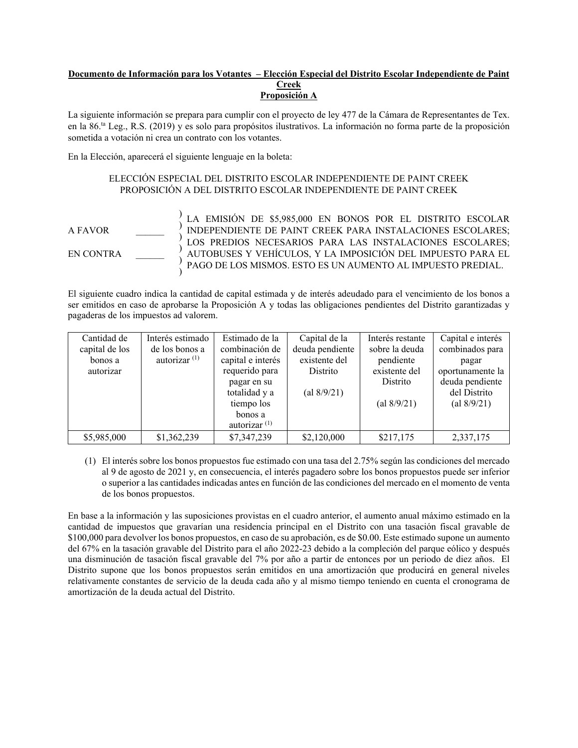**Documento de Información para los Votantes – Elección Especial del Distrito Escolar Independiente de Paint Creek**
**Proposición A**

La siguiente información se prepara para cumplir con el proyecto de ley 477 de la Cámara de Representantes de Tex. en la 86.ta Leg., R.S. (2019) y es solo para propósitos ilustrativos. La información no forma parte de la proposición sometida a votación ni crea un contrato con los votantes.

En la Elección, aparecerá el siguiente lenguaje en la boleta:

ELECCIÓN ESPECIAL DEL DISTRITO ESCOLAR INDEPENDIENTE DE PAINT CREEK
PROPOSICIÓN A DEL DISTRITO ESCOLAR INDEPENDIENTE DE PAINT CREEK

| | | |
|---|---|---|
| A FAVOR | ______ | LA EMISIÓN DE $5,985,000 EN BONOS POR EL DISTRITO ESCOLAR INDEPENDIENTE DE PAINT CREEK PARA INSTALACIONES ESCOLARES; LOS PREDIOS NECESARIOS PARA LAS INSTALACIONES ESCOLARES; AUTOBUSES Y VEHÍCULOS, Y LA IMPOSICIÓN DEL IMPUESTO PARA EL PAGO DE LOS MISMOS. ESTO ES UN AUMENTO AL IMPUESTO PREDIAL. |
| EN CONTRA | ______ | |

El siguiente cuadro indica la cantidad de capital estimada y de interés adeudado para el vencimiento de los bonos a ser emitidos en caso de aprobarse la Proposición A y todas las obligaciones pendientes del Distrito garantizadas y pagaderas de los impuestos ad valorem.

| Cantidad de capital de los bonos a autorizar | Interés estimado de los bonos a autorizar (1) | Estimado de la combinación de capital e interés requerido para pagar en su totalidad y a tiempo los bonos a autorizar (1) | Capital de la deuda pendiente existente del Distrito (al 8/9/21) | Interés restante sobre la deuda pendiente existente del Distrito (al 8/9/21) | Capital e interés combinados para pagar oportunamente la deuda pendiente del Distrito (al 8/9/21) |
|---|---|---|---|---|---|
| $5,985,000 | $1,362,239 | $7,347,239 | $2,120,000 | $217,175 | 2,337,175 |

(1) El interés sobre los bonos propuestos fue estimado con una tasa del 2.75% según las condiciones del mercado al 9 de agosto de 2021 y, en consecuencia, el interés pagadero sobre los bonos propuestos puede ser inferior o superior a las cantidades indicadas antes en función de las condiciones del mercado en el momento de venta de los bonos propuestos.

En base a la información y las suposiciones provistas en el cuadro anterior, el aumento anual máximo estimado en la cantidad de impuestos que gravarían una residencia principal en el Distrito con una tasación fiscal gravable de $100,000 para devolver los bonos propuestos, en caso de su aprobación, es de $0.00. Este estimado supone un aumento del 67% en la tasación gravable del Distrito para el año 2022-23 debido a la compleción del parque eólico y después una disminución de tasación fiscal gravable del 7% por año a partir de entonces por un periodo de diez años. El Distrito supone que los bonos propuestos serán emitidos en una amortización que producirá en general niveles relativamente constantes de servicio de la deuda cada año y al mismo tiempo teniendo en cuenta el cronograma de amortización de la deuda actual del Distrito.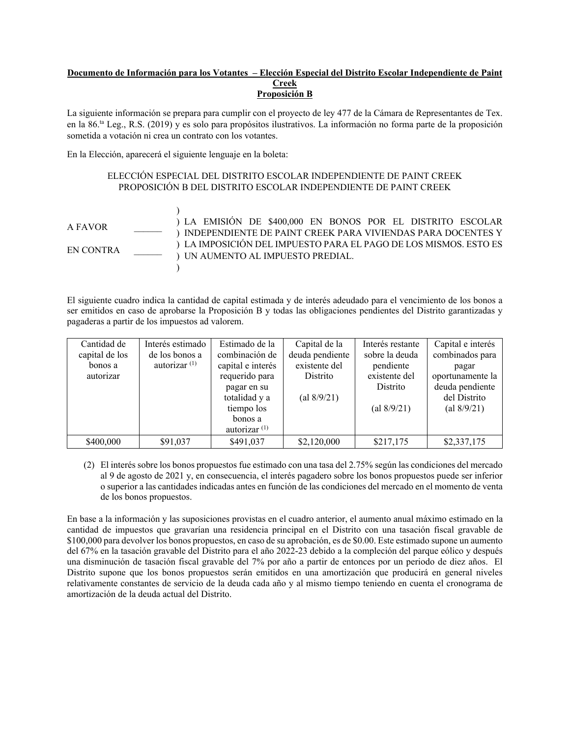**Documento de Información para los Votantes – Elección Especial del Distrito Escolar Independiente de Paint Creek**
**Proposición B**

La siguiente información se prepara para cumplir con el proyecto de ley 477 de la Cámara de Representantes de Tex. en la 86.ta Leg., R.S. (2019) y es solo para propósitos ilustrativos. La información no forma parte de la proposición sometida a votación ni crea un contrato con los votantes.

En la Elección, aparecerá el siguiente lenguaje en la boleta:

ELECCIÓN ESPECIAL DEL DISTRITO ESCOLAR INDEPENDIENTE DE PAINT CREEK
PROPOSICIÓN B DEL DISTRITO ESCOLAR INDEPENDIENTE DE PAINT CREEK

A FAVOR ______

EN CONTRA ______

LA EMISIÓN DE $400,000 EN BONOS POR EL DISTRITO ESCOLAR INDEPENDIENTE DE PAINT CREEK PARA VIVIENDAS PARA DOCENTES Y LA IMPOSICIÓN DEL IMPUESTO PARA EL PAGO DE LOS MISMOS. ESTO ES UN AUMENTO AL IMPUESTO PREDIAL.

El siguiente cuadro indica la cantidad de capital estimada y de interés adeudado para el vencimiento de los bonos a ser emitidos en caso de aprobarse la Proposición B y todas las obligaciones pendientes del Distrito garantizadas y pagaderas a partir de los impuestos ad valorem.

| Cantidad de capital de los bonos a autorizar | Interés estimado de los bonos a autorizar (1) | Estimado de la combinación de capital e interés requerido para pagar en su totalidad y a tiempo los bonos a autorizar (1) | Capital de la deuda pendiente existente del Distrito (al 8/9/21) | Interés restante sobre la deuda pendiente existente del Distrito (al 8/9/21) | Capital e interés combinados para pagar oportunamente la deuda pendiente del Distrito (al 8/9/21) |
|---|---|---|---|---|---|
| $400,000 | $91,037 | $491,037 | $2,120,000 | $217,175 | $2,337,175 |

(2) El interés sobre los bonos propuestos fue estimado con una tasa del 2.75% según las condiciones del mercado al 9 de agosto de 2021 y, en consecuencia, el interés pagadero sobre los bonos propuestos puede ser inferior o superior a las cantidades indicadas antes en función de las condiciones del mercado en el momento de venta de los bonos propuestos.

En base a la información y las suposiciones provistas en el cuadro anterior, el aumento anual máximo estimado en la cantidad de impuestos que gravarían una residencia principal en el Distrito con una tasación fiscal gravable de $100,000 para devolver los bonos propuestos, en caso de su aprobación, es de $0.00. Este estimado supone un aumento del 67% en la tasación gravable del Distrito para el año 2022-23 debido a la compleción del parque eólico y después una disminución de tasación fiscal gravable del 7% por año a partir de entonces por un periodo de diez años. El Distrito supone que los bonos propuestos serán emitidos en una amortización que producirá en general niveles relativamente constantes de servicio de la deuda cada año y al mismo tiempo teniendo en cuenta el cronograma de amortización de la deuda actual del Distrito.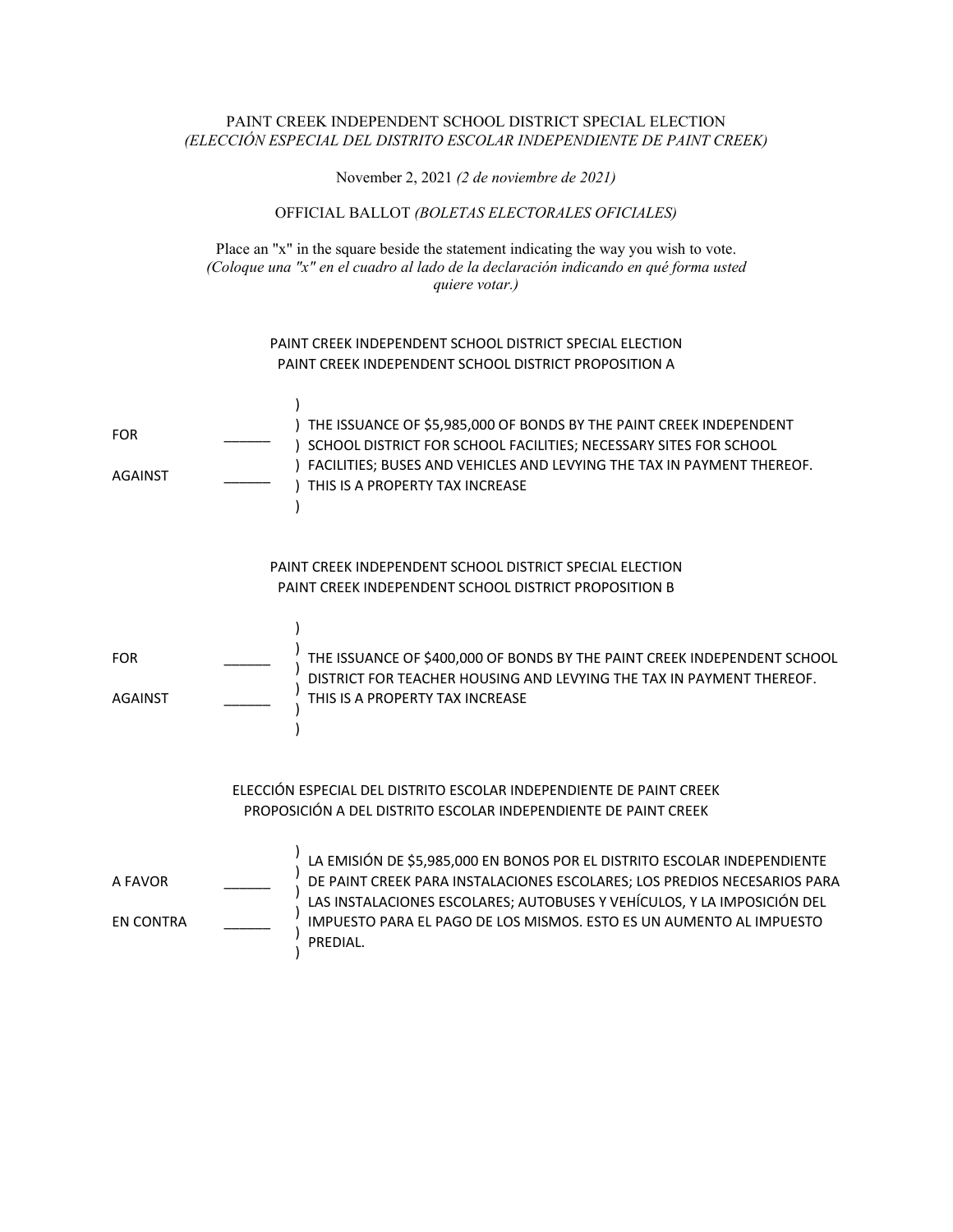PAINT CREEK INDEPENDENT SCHOOL DISTRICT SPECIAL ELECTION
*(ELECCIÓN ESPECIAL DEL DISTRITO ESCOLAR INDEPENDIENTE DE PAINT CREEK)*

November 2, 2021 *(2 de noviembre de 2021)*

OFFICIAL BALLOT *(BOLETAS ELECTORALES OFICIALES)*

Place an "x" in the square beside the statement indicating the way you wish to vote.
*(Coloque una "x" en el cuadro al lado de la declaración indicando en qué forma usted quiere votar.)*

PAINT CREEK INDEPENDENT SCHOOL DISTRICT SPECIAL ELECTION
PAINT CREEK INDEPENDENT SCHOOL DISTRICT PROPOSITION A

| | | |
|---|---|---|
| FOR | ______ | THE ISSUANCE OF $5,985,000 OF BONDS BY THE PAINT CREEK INDEPENDENT SCHOOL DISTRICT FOR SCHOOL FACILITIES; NECESSARY SITES FOR SCHOOL FACILITIES; BUSES AND VEHICLES AND LEVYING THE TAX IN PAYMENT THEREOF. THIS IS A PROPERTY TAX INCREASE |
| AGAINST | ______ | |

PAINT CREEK INDEPENDENT SCHOOL DISTRICT SPECIAL ELECTION
PAINT CREEK INDEPENDENT SCHOOL DISTRICT PROPOSITION B

| | | |
|---|---|---|
| FOR | ______ | THE ISSUANCE OF $400,000 OF BONDS BY THE PAINT CREEK INDEPENDENT SCHOOL DISTRICT FOR TEACHER HOUSING AND LEVYING THE TAX IN PAYMENT THEREOF. THIS IS A PROPERTY TAX INCREASE |
| AGAINST | ______ | |

ELECCIÓN ESPECIAL DEL DISTRITO ESCOLAR INDEPENDIENTE DE PAINT CREEK
PROPOSICIÓN A DEL DISTRITO ESCOLAR INDEPENDIENTE DE PAINT CREEK

| | | |
|---|---|---|
| A FAVOR | ______ | LA EMISIÓN DE $5,985,000 EN BONOS POR EL DISTRITO ESCOLAR INDEPENDIENTE DE PAINT CREEK PARA INSTALACIONES ESCOLARES; LOS PREDIOS NECESARIOS PARA LAS INSTALACIONES ESCOLARES; AUTOBUSES Y VEHÍCULOS, Y LA IMPOSICIÓN DEL IMPUESTO PARA EL PAGO DE LOS MISMOS. ESTO ES UN AUMENTO AL IMPUESTO PREDIAL. |
| EN CONTRA | ______ | |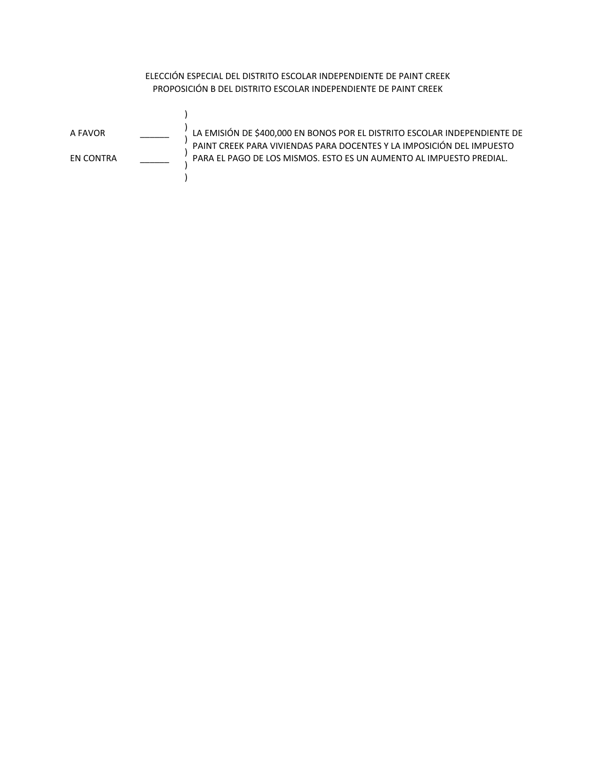ELECCIÓN ESPECIAL DEL DISTRITO ESCOLAR INDEPENDIENTE DE PAINT CREEK
PROPOSICIÓN B DEL DISTRITO ESCOLAR INDEPENDIENTE DE PAINT CREEK

| | | |
|---|---|---|
| A FAVOR | ______ | LA EMISIÓN DE $400,000 EN BONOS POR EL DISTRITO ESCOLAR INDEPENDIENTE DE PAINT CREEK PARA VIVIENDAS PARA DOCENTES Y LA IMPOSICIÓN DEL IMPUESTO PARA EL PAGO DE LOS MISMOS. ESTO ES UN AUMENTO AL IMPUESTO PREDIAL. |
| EN CONTRA | ______ | |